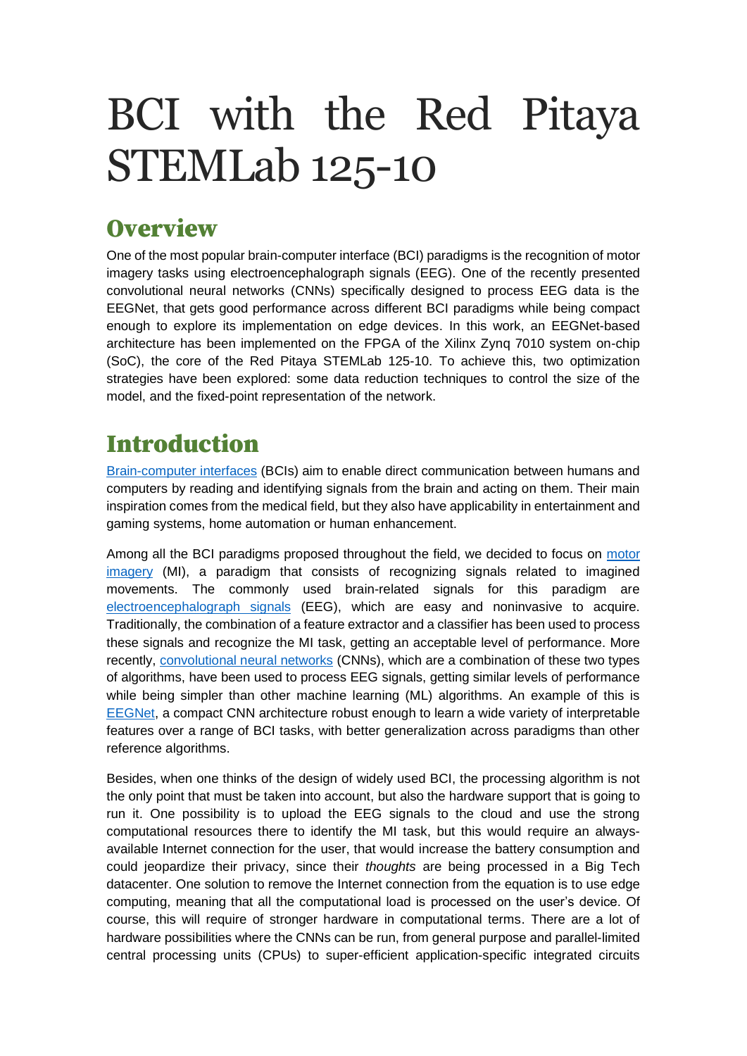# BCI with the Red Pitaya STEMLab 125-10

## Overview

One of the most popular brain-computer interface (BCI) paradigms is the recognition of motor imagery tasks using electroencephalograph signals (EEG). One of the recently presented convolutional neural networks (CNNs) specifically designed to process EEG data is the EEGNet, that gets good performance across different BCI paradigms while being compact enough to explore its implementation on edge devices. In this work, an EEGNet-based architecture has been implemented on the FPGA of the Xilinx Zynq 7010 system on-chip (SoC), the core of the Red Pitaya STEMLab 125-10. To achieve this, two optimization strategies have been explored: some data reduction techniques to control the size of the model, and the fixed-point representation of the network.

## Introduction

Brain-computer interfaces (BCIs) aim to enable direct communication between humans and computers by reading and identifying signals from the brain and acting on them. Their main inspiration comes from the medical field, but they also have applicability in entertainment and gaming systems, home automation or human enhancement.

Among all the BCI paradigms proposed throughout the field, we decided to focus on motor imagery (MI), a paradigm that consists of recognizing signals related to imagined movements. The commonly used brain-related signals for this paradigm are electroencephalograph signals (EEG), which are easy and noninvasive to acquire. Traditionally, the combination of a feature extractor and a classifier has been used to process these signals and recognize the MI task, getting an acceptable level of performance. More recently, convolutional neural networks (CNNs), which are a combination of these two types of algorithms, have been used to process EEG signals, getting similar levels of performance while being simpler than other machine learning (ML) algorithms. An example of this is EEGNet, a compact CNN architecture robust enough to learn a wide variety of interpretable features over a range of BCI tasks, with better generalization across paradigms than other reference algorithms.

Besides, when one thinks of the design of widely used BCI, the processing algorithm is not the only point that must be taken into account, but also the hardware support that is going to run it. One possibility is to upload the EEG signals to the cloud and use the strong computational resources there to identify the MI task, but this would require an always-available Internet connection for the user, that would increase the battery consumption and could jeopardize their privacy, since their *thoughts* are being processed in a Big Tech datacenter. One solution to remove the Internet connection from the equation is to use edge computing, meaning that all the computational load is processed on the user's device. Of course, this will require of stronger hardware in computational terms. There are a lot of hardware possibilities where the CNNs can be run, from general purpose and parallel-limited central processing units (CPUs) to super-efficient application-specific integrated circuits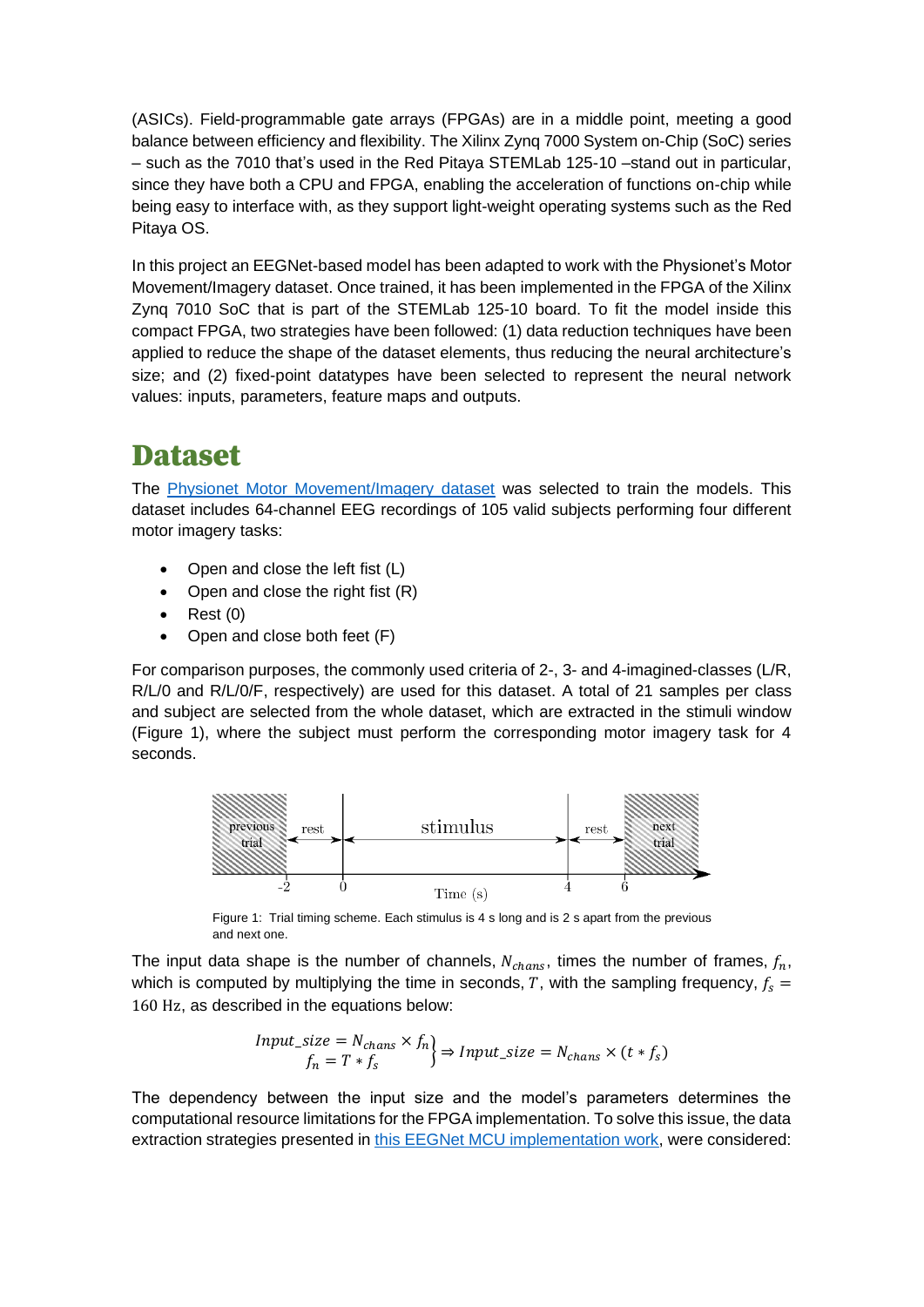(ASICs). Field-programmable gate arrays (FPGAs) are in a middle point, meeting a good balance between efficiency and flexibility. The Xilinx Zynq 7000 System on-Chip (SoC) series – such as the 7010 that's used in the Red Pitaya STEMLab 125-10 –stand out in particular, since they have both a CPU and FPGA, enabling the acceleration of functions on-chip while being easy to interface with, as they support light-weight operating systems such as the Red Pitaya OS.

In this project an EEGNet-based model has been adapted to work with the Physionet's Motor Movement/Imagery dataset. Once trained, it has been implemented in the FPGA of the Xilinx Zynq 7010 SoC that is part of the STEMLab 125-10 board. To fit the model inside this compact FPGA, two strategies have been followed: (1) data reduction techniques have been applied to reduce the shape of the dataset elements, thus reducing the neural architecture's size; and (2) fixed-point datatypes have been selected to represent the neural network values: inputs, parameters, feature maps and outputs.

# Dataset

The Physionet Motor Movement/Imagery dataset was selected to train the models. This dataset includes 64-channel EEG recordings of 105 valid subjects performing four different motor imagery tasks:

- Open and close the left fist (L)
- Open and close the right fist (R)
- Rest (0)
- Open and close both feet (F)

For comparison purposes, the commonly used criteria of 2-, 3- and 4-imagined-classes (L/R, R/L/0 and R/L/0/F, respectively) are used for this dataset. A total of 21 samples per class and subject are selected from the whole dataset, which are extracted in the stimuli window (Figure 1), where the subject must perform the corresponding motor imagery task for 4 seconds.

Figure 1: Trial timing scheme. Each stimulus is 4 s long and is 2 s apart from the previous and next one.

The input data shape is the number of channels, $N_{chans}$, times the number of frames, $f_n$, which is computed by multiplying the time in seconds, $T$, with the sampling frequency, $f_s = 160\text{ Hz}$, as described in the equations below:

$$\left.\begin{array}{r} Input\_size = N_{chans} \times f_n \\ f_n = T * f_s \end{array}\right\} \Rightarrow Input\_size = N_{chans} \times (t * f_s)$$

The dependency between the input size and the model's parameters determines the computational resource limitations for the FPGA implementation. To solve this issue, the data extraction strategies presented in this EEGNet MCU implementation work, were considered: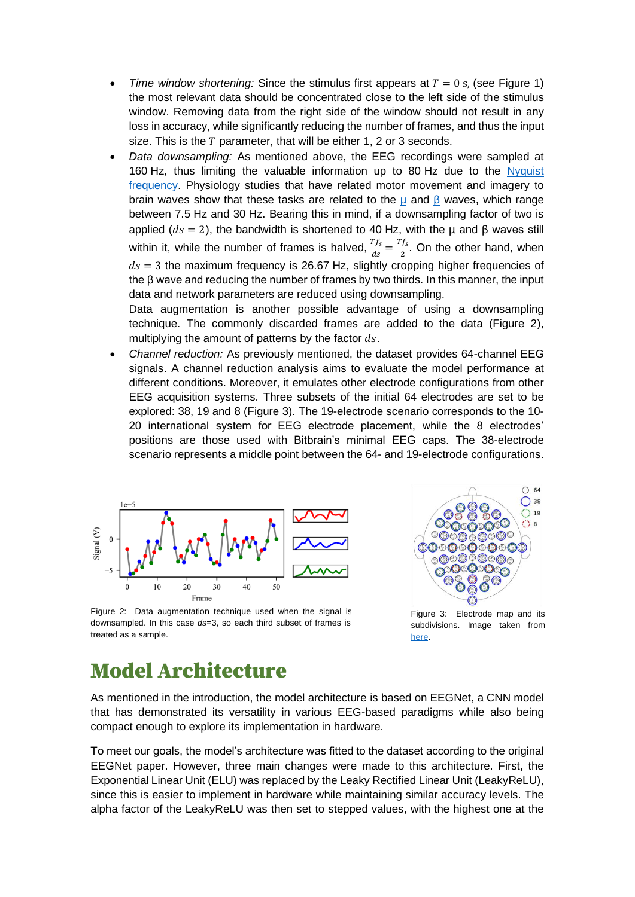- *Time window shortening:* Since the stimulus first appears at $T = 0$ s, (see Figure 1) the most relevant data should be concentrated close to the left side of the stimulus window. Removing data from the right side of the window should not result in any loss in accuracy, while significantly reducing the number of frames, and thus the input size. This is the $T$ parameter, that will be either 1, 2 or 3 seconds.
- *Data downsampling:* As mentioned above, the EEG recordings were sampled at 160 Hz, thus limiting the valuable information up to 80 Hz due to the Nyquist frequency. Physiology studies that have related motor movement and imagery to brain waves show that these tasks are related to the μ and β waves, which range between 7.5 Hz and 30 Hz. Bearing this in mind, if a downsampling factor of two is applied ($ds = 2$), the bandwidth is shortened to 40 Hz, with the μ and β waves still within it, while the number of frames is halved, $\frac{Tf_s}{ds} = \frac{Tf_s}{2}$. On the other hand, when $ds = 3$ the maximum frequency is 26.67 Hz, slightly cropping higher frequencies of the β wave and reducing the number of frames by two thirds. In this manner, the input data and network parameters are reduced using downsampling.
  Data augmentation is another possible advantage of using a downsampling technique. The commonly discarded frames are added to the data (Figure 2), multiplying the amount of patterns by the factor $ds$.
- *Channel reduction:* As previously mentioned, the dataset provides 64-channel EEG signals. A channel reduction analysis aims to evaluate the model performance at different conditions. Moreover, it emulates other electrode configurations from other EEG acquisition systems. Three subsets of the initial 64 electrodes are set to be explored: 38, 19 and 8 (Figure 3). The 19-electrode scenario corresponds to the 10-20 international system for EEG electrode placement, while the 8 electrodes' positions are those used with Bitbrain's minimal EEG caps. The 38-electrode scenario represents a middle point between the 64- and 19-electrode configurations.

Figure 2: Data augmentation technique used when the signal is downsampled. In this case *ds*=3, so each third subset of frames is treated as a sample.

Figure 3: Electrode map and its subdivisions. Image taken from here.

# Model Architecture

As mentioned in the introduction, the model architecture is based on EEGNet, a CNN model that has demonstrated its versatility in various EEG-based paradigms while also being compact enough to explore its implementation in hardware.

To meet our goals, the model's architecture was fitted to the dataset according to the original EEGNet paper. However, three main changes were made to this architecture. First, the Exponential Linear Unit (ELU) was replaced by the Leaky Rectified Linear Unit (LeakyReLU), since this is easier to implement in hardware while maintaining similar accuracy levels. The alpha factor of the LeakyReLU was then set to stepped values, with the highest one at the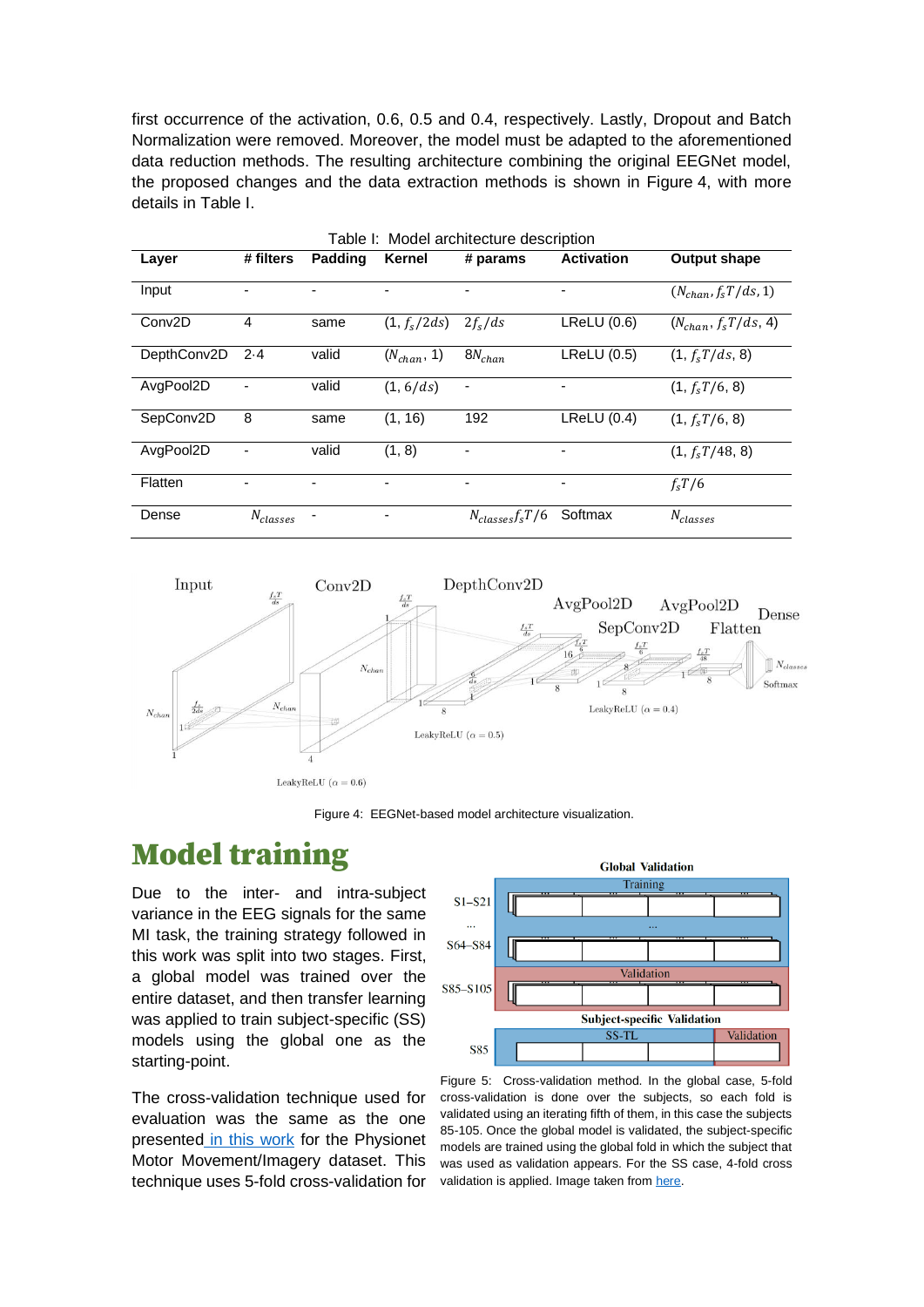first occurrence of the activation, 0.6, 0.5 and 0.4, respectively. Lastly, Dropout and Batch Normalization were removed. Moreover, the model must be adapted to the aforementioned data reduction methods. The resulting architecture combining the original EEGNet model, the proposed changes and the data extraction methods is shown in Figure 4, with more details in Table I.

Table I: Model architecture description

| Layer | # filters | Padding | Kernel | # params | Activation | Output shape |
|---|---|---|---|---|---|---|
| Input | - | - | - | - | - | $(N_{chan}, f_s T/ds, 1)$ |
| Conv2D | 4 | same | $(1, f_s/2ds)$ | $2f_s/ds$ | LReLU (0.6) | $(N_{chan}, f_s T/ds, 4)$ |
| DepthConv2D | 2·4 | valid | $(N_{chan}, 1)$ | $8N_{chan}$ | LReLU (0.5) | $(1, f_s T/ds, 8)$ |
| AvgPool2D | - | valid | $(1, 6/ds)$ | - | - | $(1, f_s T/6, 8)$ |
| SepConv2D | 8 | same | (1, 16) | 192 | LReLU (0.4) | $(1, f_s T/6, 8)$ |
| AvgPool2D | - | valid | (1, 8) | - | - | $(1, f_s T/48, 8)$ |
| Flatten | - | - | - | - | - | $f_s T/6$ |
| Dense | $N_{classes}$ | - | - | $N_{classes} f_s T/6$ | Softmax | $N_{classes}$ |

Figure 4: EEGNet-based model architecture visualization.

# Model training

Due to the inter- and intra-subject variance in the EEG signals for the same MI task, the training strategy followed in this work was split into two stages. First, a global model was trained over the entire dataset, and then transfer learning was applied to train subject-specific (SS) models using the global one as the starting-point.

The cross-validation technique used for evaluation was the same as the one presented in this work for the Physionet Motor Movement/Imagery dataset. This technique uses 5-fold cross-validation for

Figure 5: Cross-validation method. In the global case, 5-fold cross-validation is done over the subjects, so each fold is validated using an iterating fifth of them, in this case the subjects 85-105. Once the global model is validated, the subject-specific models are trained using the global fold in which the subject that was used as validation appears. For the SS case, 4-fold cross validation is applied. Image taken from here.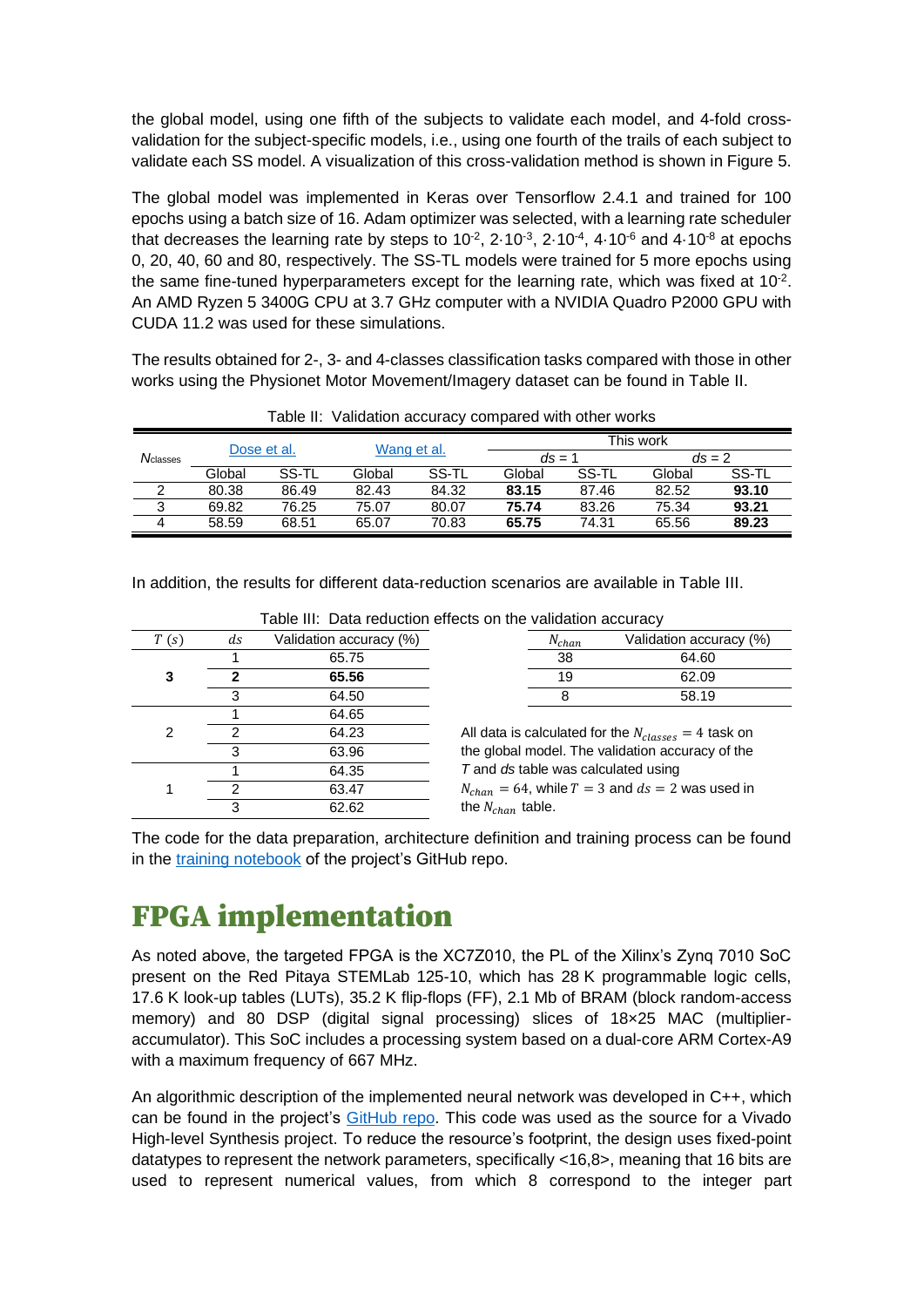the global model, using one fifth of the subjects to validate each model, and 4-fold cross-validation for the subject-specific models, i.e., using one fourth of the trails of each subject to validate each SS model. A visualization of this cross-validation method is shown in Figure 5.

The global model was implemented in Keras over Tensorflow 2.4.1 and trained for 100 epochs using a batch size of 16. Adam optimizer was selected, with a learning rate scheduler that decreases the learning rate by steps to $10^{-2}$, $2 \cdot 10^{-3}$, $2 \cdot 10^{-4}$, $4 \cdot 10^{-6}$ and $4 \cdot 10^{-8}$ at epochs 0, 20, 40, 60 and 80, respectively. The SS-TL models were trained for 5 more epochs using the same fine-tuned hyperparameters except for the learning rate, which was fixed at $10^{-2}$. An AMD Ryzen 5 3400G CPU at 3.7 GHz computer with a NVIDIA Quadro P2000 GPU with CUDA 11.2 was used for these simulations.

The results obtained for 2-, 3- and 4-classes classification tasks compared with those in other works using the Physionet Motor Movement/Imagery dataset can be found in Table II.

Table II: Validation accuracy compared with other works

| $N_{classes}$ | Dose et al. | | Wang et al. | | This work | | | |
|---|---|---|---|---|---|---|---|---|
| | | | | | $ds$ = 1 | | $ds$ = 2 | |
| | Global | SS-TL | Global | SS-TL | Global | SS-TL | Global | SS-TL |
| 2 | 80.38 | 86.49 | 82.43 | 84.32 | **83.15** | 87.46 | 82.52 | **93.10** |
| 3 | 69.82 | 76.25 | 75.07 | 80.07 | **75.74** | 83.26 | 75.34 | **93.21** |
| 4 | 58.59 | 68.51 | 65.07 | 70.83 | **65.75** | 74.31 | 65.56 | **89.23** |

In addition, the results for different data-reduction scenarios are available in Table III.

Table III: Data reduction effects on the validation accuracy

| $T$ $(s)$ | $ds$ | Validation accuracy (%) |
|---|---|---|
| **3** | 1 | 65.75 |
| | **2** | **65.56** |
| | 3 | 64.50 |
| 2 | 1 | 64.65 |
| | 2 | 64.23 |
| | 3 | 63.96 |
| 1 | 1 | 64.35 |
| | 2 | 63.47 |
| | 3 | 62.62 |

| $N_{chan}$ | Validation accuracy (%) |
|---|---|
| 38 | 64.60 |
| 19 | 62.09 |
| 8 | 58.19 |

All data is calculated for the $N_{classes} = 4$ task on the global model. The validation accuracy of the $T$ and $ds$ table was calculated using $N_{chan} = 64$, while $T = 3$ and $ds = 2$ was used in the $N_{chan}$ table.

The code for the data preparation, architecture definition and training process can be found in the training notebook of the project's GitHub repo.

# FPGA implementation

As noted above, the targeted FPGA is the XC7Z010, the PL of the Xilinx's Zynq 7010 SoC present on the Red Pitaya STEMLab 125-10, which has 28 K programmable logic cells, 17.6 K look-up tables (LUTs), 35.2 K flip-flops (FF), 2.1 Mb of BRAM (block random-access memory) and 80 DSP (digital signal processing) slices of 18×25 MAC (multiplier-accumulator). This SoC includes a processing system based on a dual-core ARM Cortex-A9 with a maximum frequency of 667 MHz.

An algorithmic description of the implemented neural network was developed in C++, which can be found in the project's GitHub repo. This code was used as the source for a Vivado High-level Synthesis project. To reduce the resource's footprint, the design uses fixed-point datatypes to represent the network parameters, specifically <16,8>, meaning that 16 bits are used to represent numerical values, from which 8 correspond to the integer part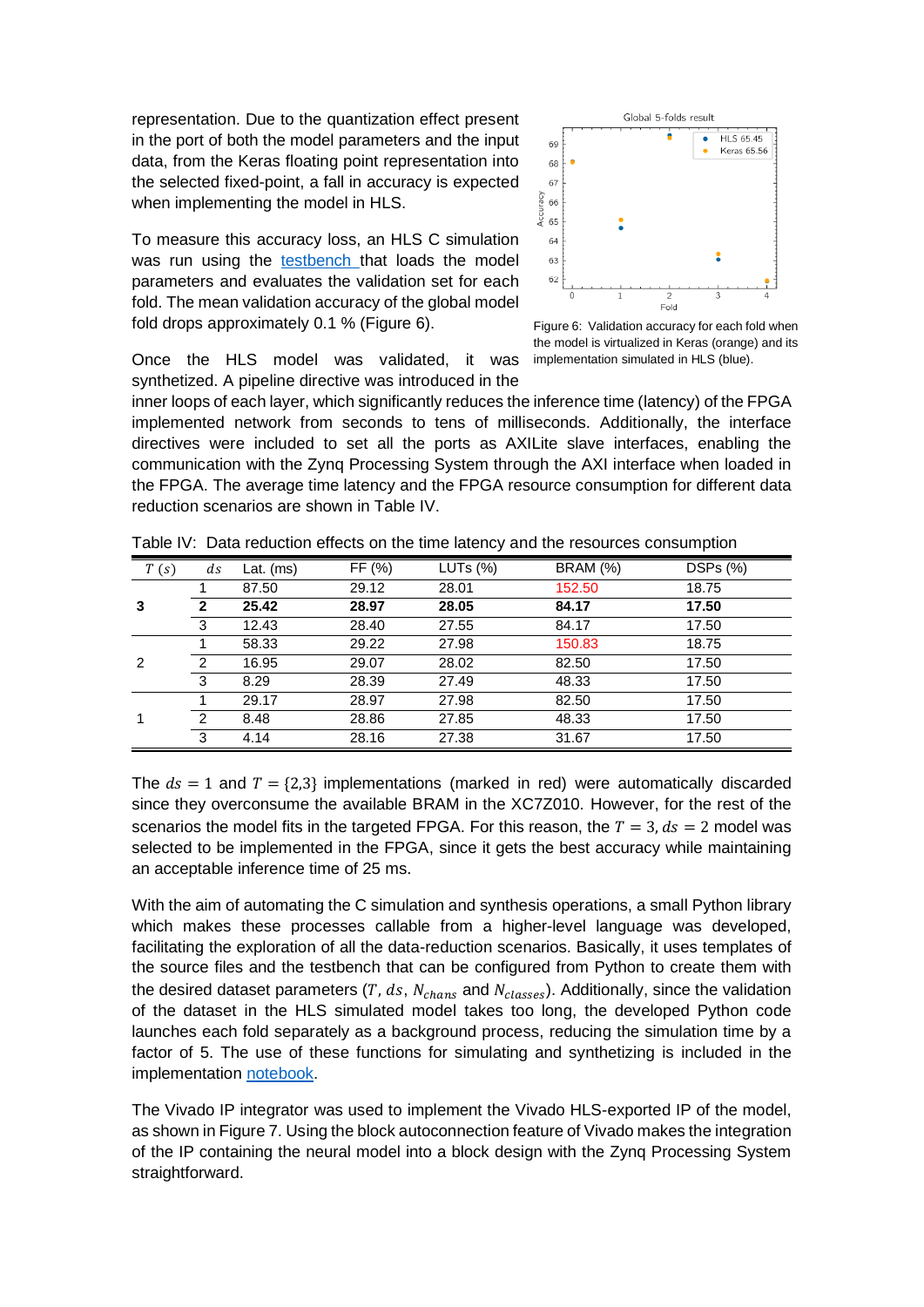representation. Due to the quantization effect present in the port of both the model parameters and the input data, from the Keras floating point representation into the selected fixed-point, a fall in accuracy is expected when implementing the model in HLS.

To measure this accuracy loss, an HLS C simulation was run using the [testbench](#) that loads the model parameters and evaluates the validation set for each fold. The mean validation accuracy of the global model fold drops approximately 0.1 % (Figure 6).

Figure 6: Validation accuracy for each fold when the model is virtualized in Keras (orange) and its implementation simulated in HLS (blue).

Once the HLS model was validated, it was synthetized. A pipeline directive was introduced in the inner loops of each layer, which significantly reduces the inference time (latency) of the FPGA implemented network from seconds to tens of milliseconds. Additionally, the interface directives were included to set all the ports as AXILite slave interfaces, enabling the communication with the Zynq Processing System through the AXI interface when loaded in the FPGA. The average time latency and the FPGA resource consumption for different data reduction scenarios are shown in Table IV.

Table IV: Data reduction effects on the time latency and the resources consumption

| $T$ $(s)$ | $ds$ | Lat. (ms) | FF (%) | LUTs (%) | BRAM (%) | DSPs (%) |
|---|---|---|---|---|---|---|
| **3** | 1 | 87.50 | 29.12 | 28.01 | 152.50 | 18.75 |
| | **2** | **25.42** | **28.97** | **28.05** | **84.17** | **17.50** |
| | 3 | 12.43 | 28.40 | 27.55 | 84.17 | 17.50 |
| 2 | 1 | 58.33 | 29.22 | 27.98 | 150.83 | 18.75 |
| | 2 | 16.95 | 29.07 | 28.02 | 82.50 | 17.50 |
| | 3 | 8.29 | 28.39 | 27.49 | 48.33 | 17.50 |
| 1 | 1 | 29.17 | 28.97 | 27.98 | 82.50 | 17.50 |
| | 2 | 8.48 | 28.86 | 27.85 | 48.33 | 17.50 |
| | 3 | 4.14 | 28.16 | 27.38 | 31.67 | 17.50 |

The $ds = 1$ and $T = \{2,3\}$ implementations (marked in red) were automatically discarded since they overconsume the available BRAM in the XC7Z010. However, for the rest of the scenarios the model fits in the targeted FPGA. For this reason, the $T = 3, ds = 2$ model was selected to be implemented in the FPGA, since it gets the best accuracy while maintaining an acceptable inference time of 25 ms.

With the aim of automating the C simulation and synthesis operations, a small Python library which makes these processes callable from a higher-level language was developed, facilitating the exploration of all the data-reduction scenarios. Basically, it uses templates of the source files and the testbench that can be configured from Python to create them with the desired dataset parameters ($T$, $ds$, $N_{chans}$ and $N_{classes}$). Additionally, since the validation of the dataset in the HLS simulated model takes too long, the developed Python code launches each fold separately as a background process, reducing the simulation time by a factor of 5. The use of these functions for simulating and synthetizing is included in the implementation [notebook](#).

The Vivado IP integrator was used to implement the Vivado HLS-exported IP of the model, as shown in Figure 7. Using the block autoconnection feature of Vivado makes the integration of the IP containing the neural model into a block design with the Zynq Processing System straightforward.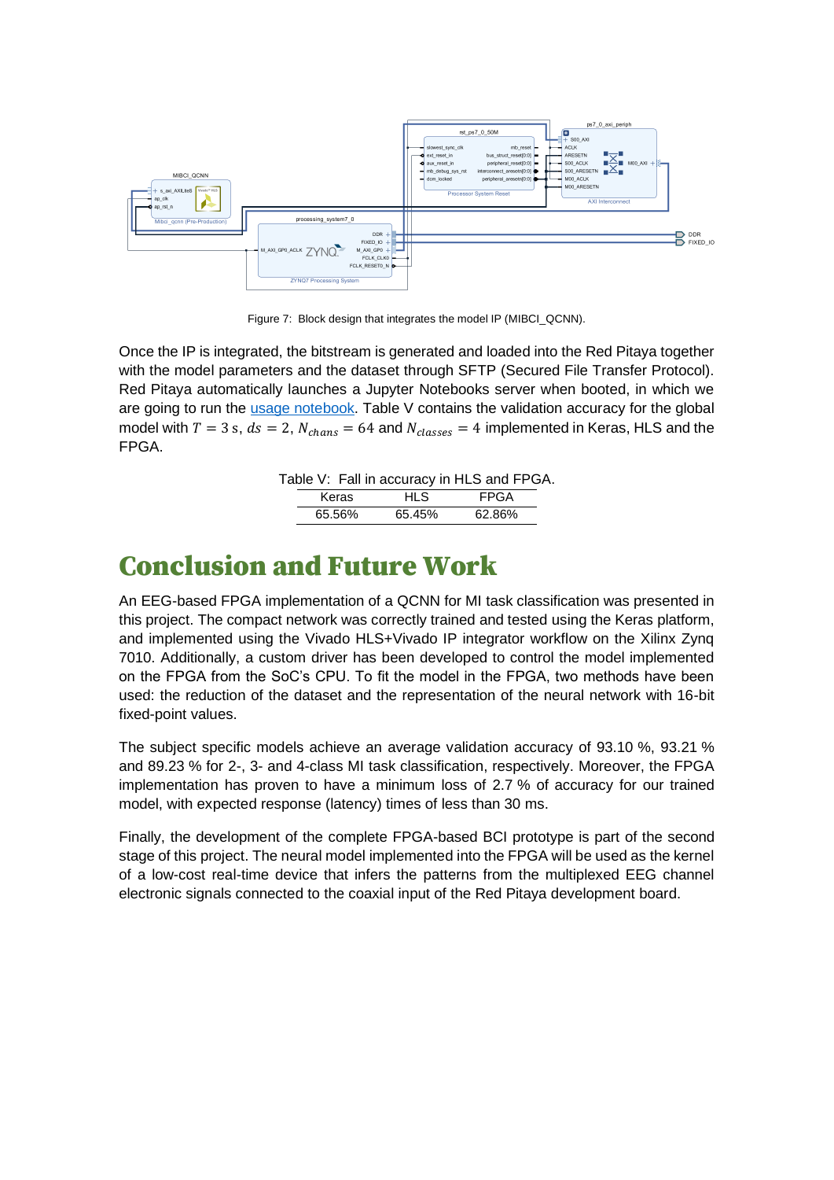Figure 7: Block design that integrates the model IP (MIBCI_QCNN).

Once the IP is integrated, the bitstream is generated and loaded into the Red Pitaya together with the model parameters and the dataset through SFTP (Secured File Transfer Protocol). Red Pitaya automatically launches a Jupyter Notebooks server when booted, in which we are going to run the usage notebook. Table V contains the validation accuracy for the global model with $T = 3$ s, $ds = 2$, $N_{chans} = 64$ and $N_{classes} = 4$ implemented in Keras, HLS and the FPGA.

Table V: Fall in accuracy in HLS and FPGA.

| Keras | HLS | FPGA |
|---|---|---|
| 65.56% | 65.45% | 62.86% |

# Conclusion and Future Work

An EEG-based FPGA implementation of a QCNN for MI task classification was presented in this project. The compact network was correctly trained and tested using the Keras platform, and implemented using the Vivado HLS+Vivado IP integrator workflow on the Xilinx Zynq 7010. Additionally, a custom driver has been developed to control the model implemented on the FPGA from the SoC's CPU. To fit the model in the FPGA, two methods have been used: the reduction of the dataset and the representation of the neural network with 16-bit fixed-point values.

The subject specific models achieve an average validation accuracy of 93.10 %, 93.21 % and 89.23 % for 2-, 3- and 4-class MI task classification, respectively. Moreover, the FPGA implementation has proven to have a minimum loss of 2.7 % of accuracy for our trained model, with expected response (latency) times of less than 30 ms.

Finally, the development of the complete FPGA-based BCI prototype is part of the second stage of this project. The neural model implemented into the FPGA will be used as the kernel of a low-cost real-time device that infers the patterns from the multiplexed EEG channel electronic signals connected to the coaxial input of the Red Pitaya development board.